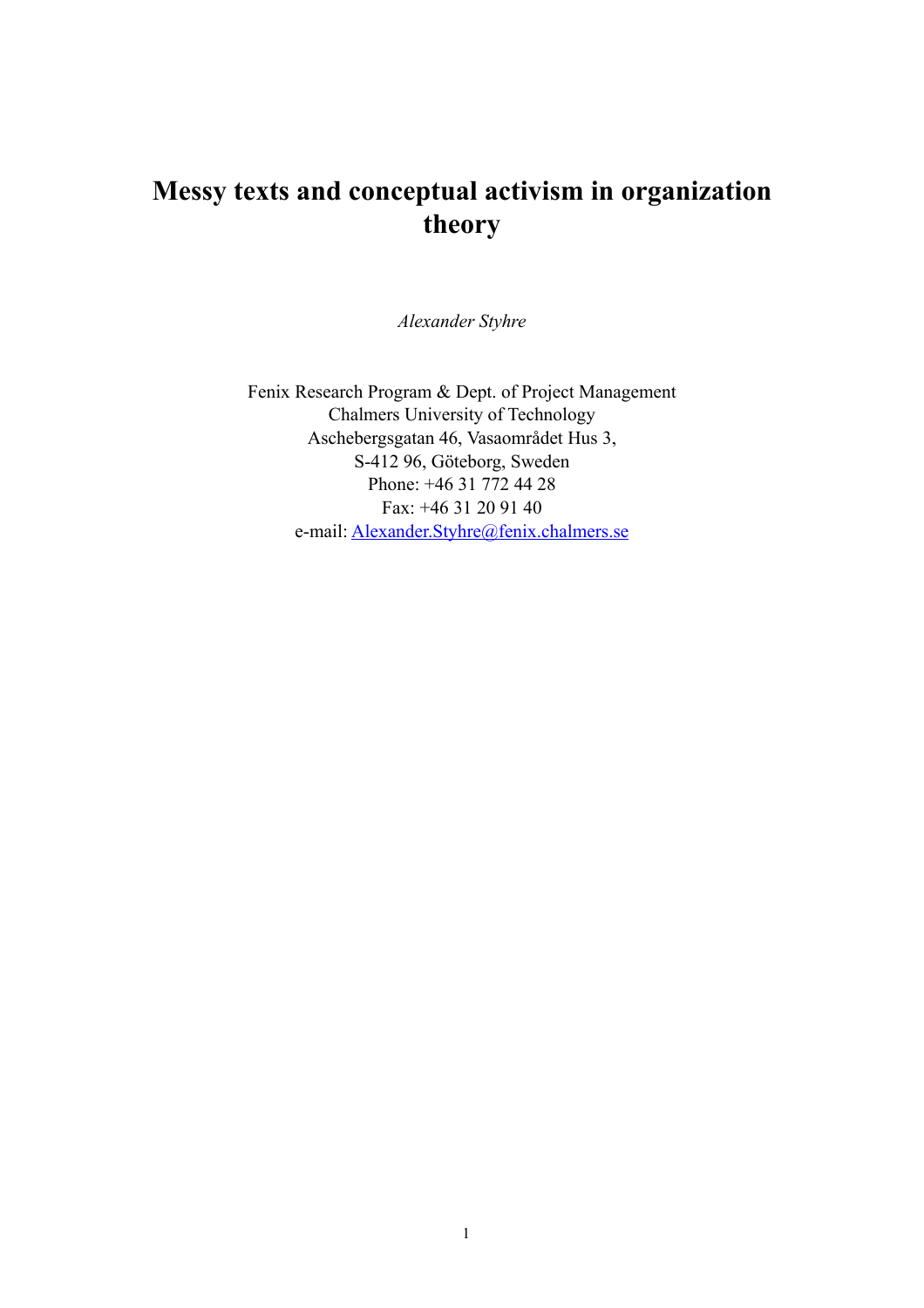# Messy texts and conceptual activism in organization theory

*Alexander Styhre*

Fenix Research Program & Dept. of Project Management
Chalmers University of Technology
Aschebergsgatan 46, Vasaområdet Hus 3,
S-412 96, Göteborg, Sweden
Phone: +46 31 772 44 28
Fax: +46 31 20 91 40
e-mail: Alexander.Styhre@fenix.chalmers.se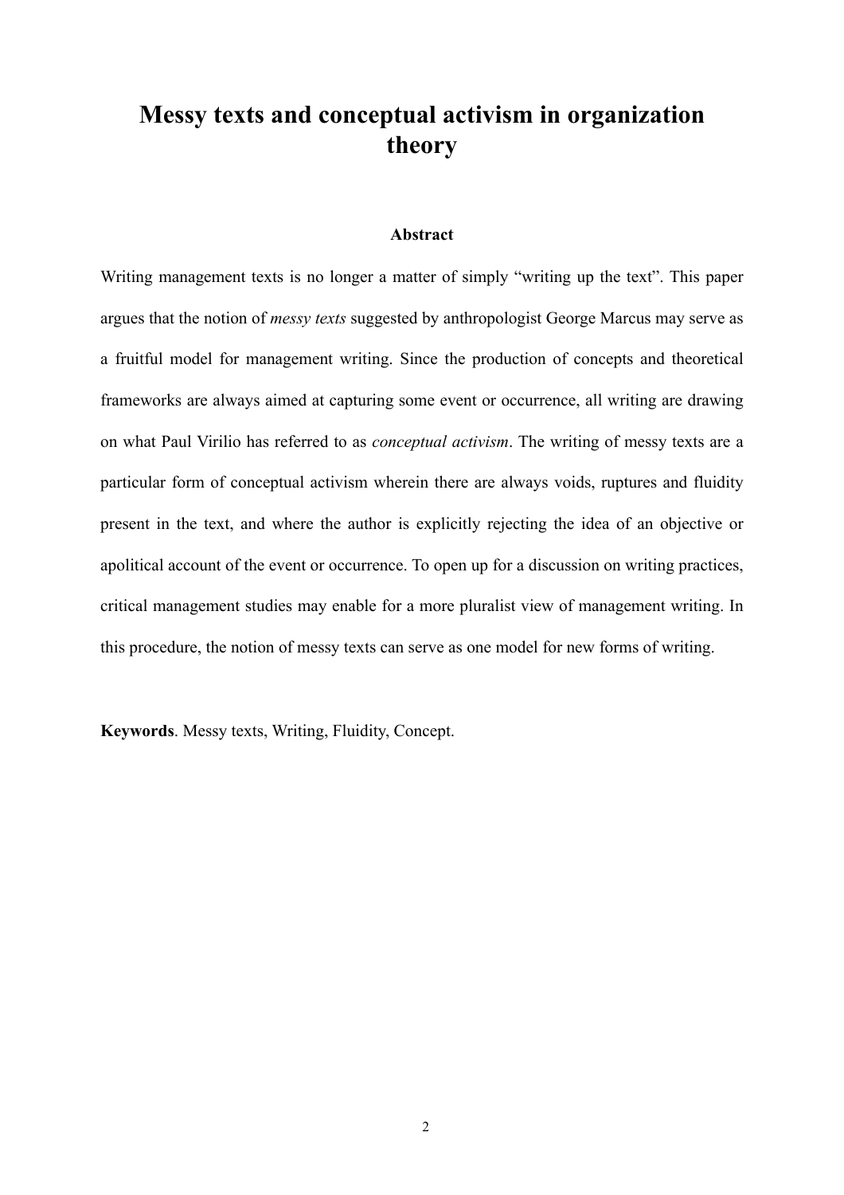# Messy texts and conceptual activism in organization theory

### Abstract

Writing management texts is no longer a matter of simply "writing up the text". This paper argues that the notion of *messy texts* suggested by anthropologist George Marcus may serve as a fruitful model for management writing. Since the production of concepts and theoretical frameworks are always aimed at capturing some event or occurrence, all writing are drawing on what Paul Virilio has referred to as *conceptual activism*. The writing of messy texts are a particular form of conceptual activism wherein there are always voids, ruptures and fluidity present in the text, and where the author is explicitly rejecting the idea of an objective or apolitical account of the event or occurrence. To open up for a discussion on writing practices, critical management studies may enable for a more pluralist view of management writing. In this procedure, the notion of messy texts can serve as one model for new forms of writing.

**Keywords**. Messy texts, Writing, Fluidity, Concept.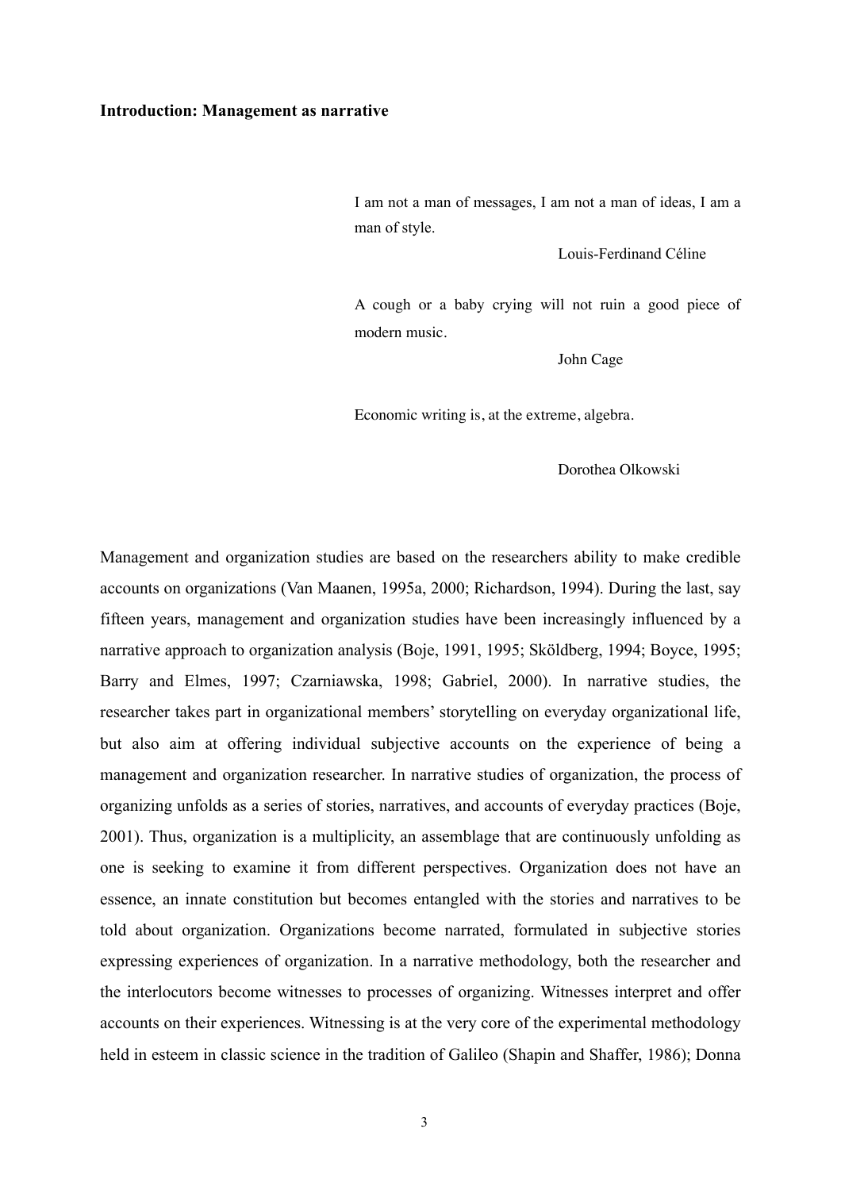**Introduction: Management as narrative**

> I am not a man of messages, I am not a man of ideas, I am a man of style.
>
> Louis-Ferdinand Céline

> A cough or a baby crying will not ruin a good piece of modern music.
>
> John Cage

> Economic writing is, at the extreme, algebra.
>
> Dorothea Olkowski

Management and organization studies are based on the researchers ability to make credible accounts on organizations (Van Maanen, 1995a, 2000; Richardson, 1994). During the last, say fifteen years, management and organization studies have been increasingly influenced by a narrative approach to organization analysis (Boje, 1991, 1995; Sköldberg, 1994; Boyce, 1995; Barry and Elmes, 1997; Czarniawska, 1998; Gabriel, 2000). In narrative studies, the researcher takes part in organizational members' storytelling on everyday organizational life, but also aim at offering individual subjective accounts on the experience of being a management and organization researcher. In narrative studies of organization, the process of organizing unfolds as a series of stories, narratives, and accounts of everyday practices (Boje, 2001). Thus, organization is a multiplicity, an assemblage that are continuously unfolding as one is seeking to examine it from different perspectives. Organization does not have an essence, an innate constitution but becomes entangled with the stories and narratives to be told about organization. Organizations become narrated, formulated in subjective stories expressing experiences of organization. In a narrative methodology, both the researcher and the interlocutors become witnesses to processes of organizing. Witnesses interpret and offer accounts on their experiences. Witnessing is at the very core of the experimental methodology held in esteem in classic science in the tradition of Galileo (Shapin and Shaffer, 1986); Donna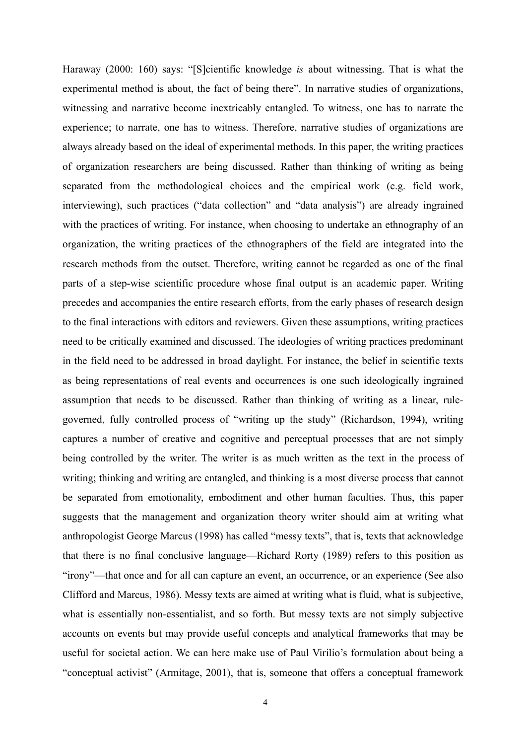Haraway (2000: 160) says: "[S]cientific knowledge *is* about witnessing. That is what the experimental method is about, the fact of being there". In narrative studies of organizations, witnessing and narrative become inextricably entangled. To witness, one has to narrate the experience; to narrate, one has to witness. Therefore, narrative studies of organizations are always already based on the ideal of experimental methods. In this paper, the writing practices of organization researchers are being discussed. Rather than thinking of writing as being separated from the methodological choices and the empirical work (e.g. field work, interviewing), such practices ("data collection" and "data analysis") are already ingrained with the practices of writing. For instance, when choosing to undertake an ethnography of an organization, the writing practices of the ethnographers of the field are integrated into the research methods from the outset. Therefore, writing cannot be regarded as one of the final parts of a step-wise scientific procedure whose final output is an academic paper. Writing precedes and accompanies the entire research efforts, from the early phases of research design to the final interactions with editors and reviewers. Given these assumptions, writing practices need to be critically examined and discussed. The ideologies of writing practices predominant in the field need to be addressed in broad daylight. For instance, the belief in scientific texts as being representations of real events and occurrences is one such ideologically ingrained assumption that needs to be discussed. Rather than thinking of writing as a linear, rule-governed, fully controlled process of "writing up the study" (Richardson, 1994), writing captures a number of creative and cognitive and perceptual processes that are not simply being controlled by the writer. The writer is as much written as the text in the process of writing; thinking and writing are entangled, and thinking is a most diverse process that cannot be separated from emotionality, embodiment and other human faculties. Thus, this paper suggests that the management and organization theory writer should aim at writing what anthropologist George Marcus (1998) has called "messy texts", that is, texts that acknowledge that there is no final conclusive language—Richard Rorty (1989) refers to this position as "irony"—that once and for all can capture an event, an occurrence, or an experience (See also Clifford and Marcus, 1986). Messy texts are aimed at writing what is fluid, what is subjective, what is essentially non-essentialist, and so forth. But messy texts are not simply subjective accounts on events but may provide useful concepts and analytical frameworks that may be useful for societal action. We can here make use of Paul Virilio's formulation about being a "conceptual activist" (Armitage, 2001), that is, someone that offers a conceptual framework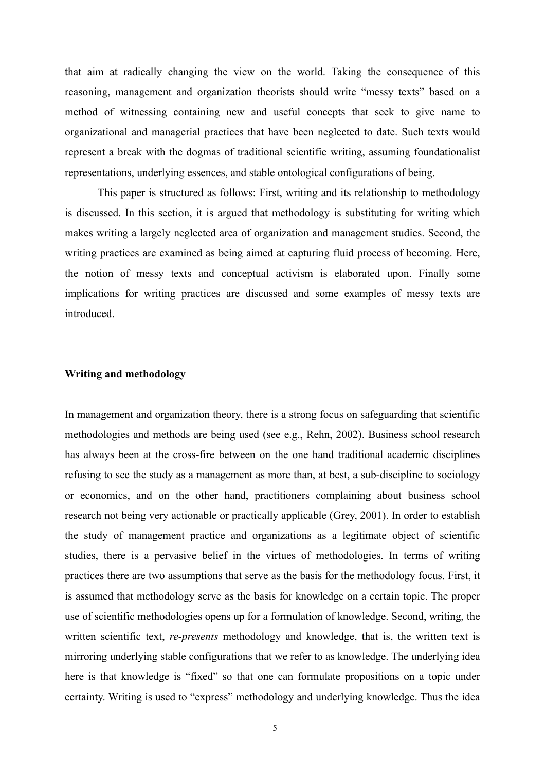that aim at radically changing the view on the world. Taking the consequence of this reasoning, management and organization theorists should write "messy texts" based on a method of witnessing containing new and useful concepts that seek to give name to organizational and managerial practices that have been neglected to date. Such texts would represent a break with the dogmas of traditional scientific writing, assuming foundationalist representations, underlying essences, and stable ontological configurations of being.

This paper is structured as follows: First, writing and its relationship to methodology is discussed. In this section, it is argued that methodology is substituting for writing which makes writing a largely neglected area of organization and management studies. Second, the writing practices are examined as being aimed at capturing fluid process of becoming. Here, the notion of messy texts and conceptual activism is elaborated upon. Finally some implications for writing practices are discussed and some examples of messy texts are introduced.

**Writing and methodology**

In management and organization theory, there is a strong focus on safeguarding that scientific methodologies and methods are being used (see e.g., Rehn, 2002). Business school research has always been at the cross-fire between on the one hand traditional academic disciplines refusing to see the study as a management as more than, at best, a sub-discipline to sociology or economics, and on the other hand, practitioners complaining about business school research not being very actionable or practically applicable (Grey, 2001). In order to establish the study of management practice and organizations as a legitimate object of scientific studies, there is a pervasive belief in the virtues of methodologies. In terms of writing practices there are two assumptions that serve as the basis for the methodology focus. First, it is assumed that methodology serve as the basis for knowledge on a certain topic. The proper use of scientific methodologies opens up for a formulation of knowledge. Second, writing, the written scientific text, *re-presents* methodology and knowledge, that is, the written text is mirroring underlying stable configurations that we refer to as knowledge. The underlying idea here is that knowledge is "fixed" so that one can formulate propositions on a topic under certainty. Writing is used to "express" methodology and underlying knowledge. Thus the idea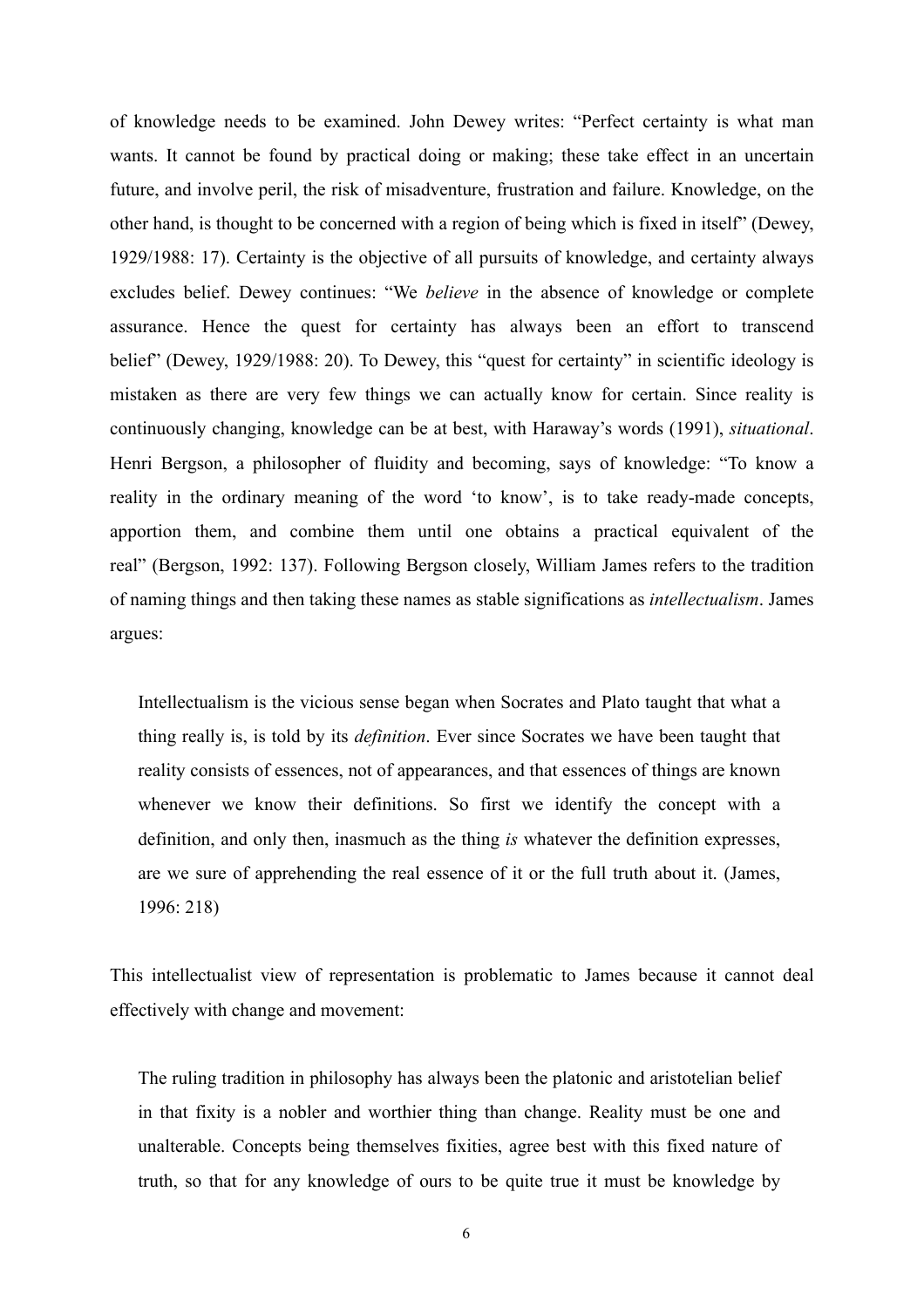of knowledge needs to be examined. John Dewey writes: "Perfect certainty is what man wants. It cannot be found by practical doing or making; these take effect in an uncertain future, and involve peril, the risk of misadventure, frustration and failure. Knowledge, on the other hand, is thought to be concerned with a region of being which is fixed in itself" (Dewey, 1929/1988: 17). Certainty is the objective of all pursuits of knowledge, and certainty always excludes belief. Dewey continues: "We *believe* in the absence of knowledge or complete assurance. Hence the quest for certainty has always been an effort to transcend belief" (Dewey, 1929/1988: 20). To Dewey, this "quest for certainty" in scientific ideology is mistaken as there are very few things we can actually know for certain. Since reality is continuously changing, knowledge can be at best, with Haraway's words (1991), *situational*. Henri Bergson, a philosopher of fluidity and becoming, says of knowledge: "To know a reality in the ordinary meaning of the word 'to know', is to take ready-made concepts, apportion them, and combine them until one obtains a practical equivalent of the real" (Bergson, 1992: 137). Following Bergson closely, William James refers to the tradition of naming things and then taking these names as stable significations as *intellectualism*. James argues:

> Intellectualism is the vicious sense began when Socrates and Plato taught that what a thing really is, is told by its *definition*. Ever since Socrates we have been taught that reality consists of essences, not of appearances, and that essences of things are known whenever we know their definitions. So first we identify the concept with a definition, and only then, inasmuch as the thing *is* whatever the definition expresses, are we sure of apprehending the real essence of it or the full truth about it. (James, 1996: 218)

This intellectualist view of representation is problematic to James because it cannot deal effectively with change and movement:

> The ruling tradition in philosophy has always been the platonic and aristotelian belief in that fixity is a nobler and worthier thing than change. Reality must be one and unalterable. Concepts being themselves fixities, agree best with this fixed nature of truth, so that for any knowledge of ours to be quite true it must be knowledge by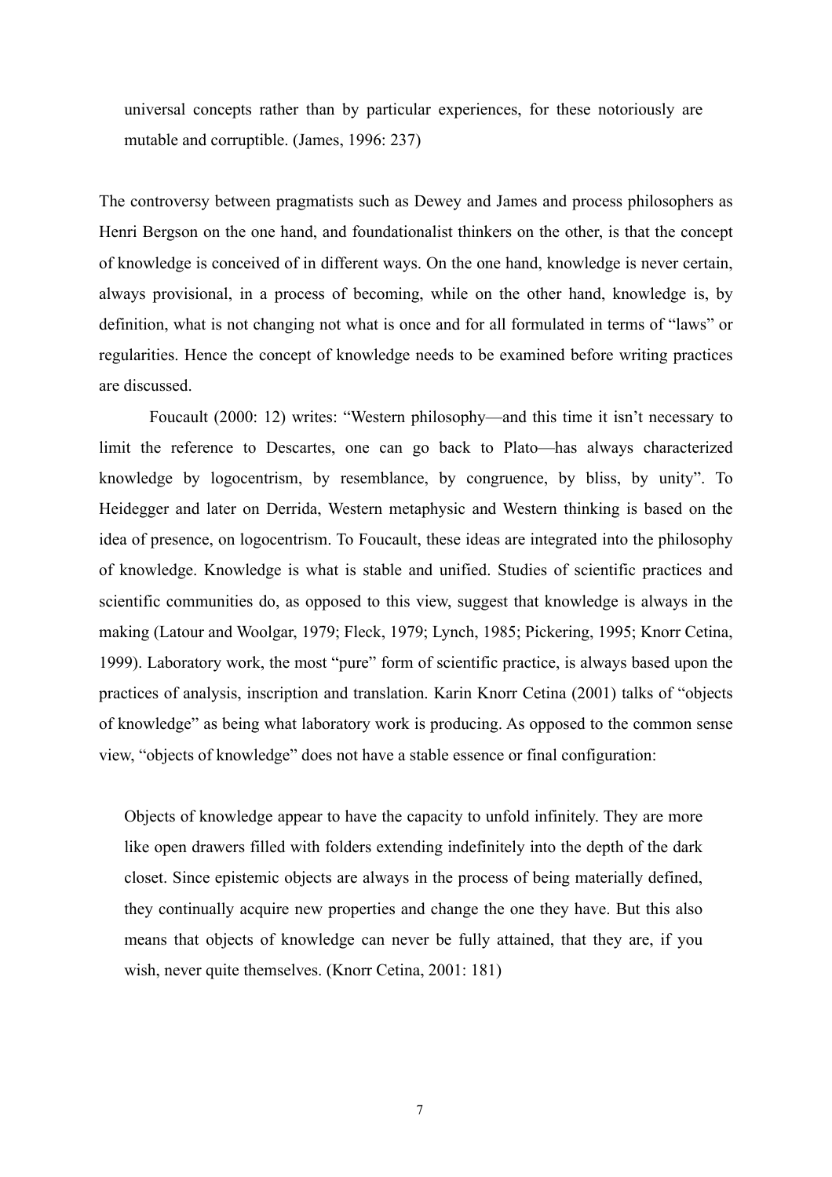> universal concepts rather than by particular experiences, for these notoriously are mutable and corruptible. (James, 1996: 237)

The controversy between pragmatists such as Dewey and James and process philosophers as Henri Bergson on the one hand, and foundationalist thinkers on the other, is that the concept of knowledge is conceived of in different ways. On the one hand, knowledge is never certain, always provisional, in a process of becoming, while on the other hand, knowledge is, by definition, what is not changing not what is once and for all formulated in terms of "laws" or regularities. Hence the concept of knowledge needs to be examined before writing practices are discussed.

Foucault (2000: 12) writes: "Western philosophy—and this time it isn't necessary to limit the reference to Descartes, one can go back to Plato—has always characterized knowledge by logocentrism, by resemblance, by congruence, by bliss, by unity". To Heidegger and later on Derrida, Western metaphysic and Western thinking is based on the idea of presence, on logocentrism. To Foucault, these ideas are integrated into the philosophy of knowledge. Knowledge is what is stable and unified. Studies of scientific practices and scientific communities do, as opposed to this view, suggest that knowledge is always in the making (Latour and Woolgar, 1979; Fleck, 1979; Lynch, 1985; Pickering, 1995; Knorr Cetina, 1999). Laboratory work, the most "pure" form of scientific practice, is always based upon the practices of analysis, inscription and translation. Karin Knorr Cetina (2001) talks of "objects of knowledge" as being what laboratory work is producing. As opposed to the common sense view, "objects of knowledge" does not have a stable essence or final configuration:

> Objects of knowledge appear to have the capacity to unfold infinitely. They are more like open drawers filled with folders extending indefinitely into the depth of the dark closet. Since epistemic objects are always in the process of being materially defined, they continually acquire new properties and change the one they have. But this also means that objects of knowledge can never be fully attained, that they are, if you wish, never quite themselves. (Knorr Cetina, 2001: 181)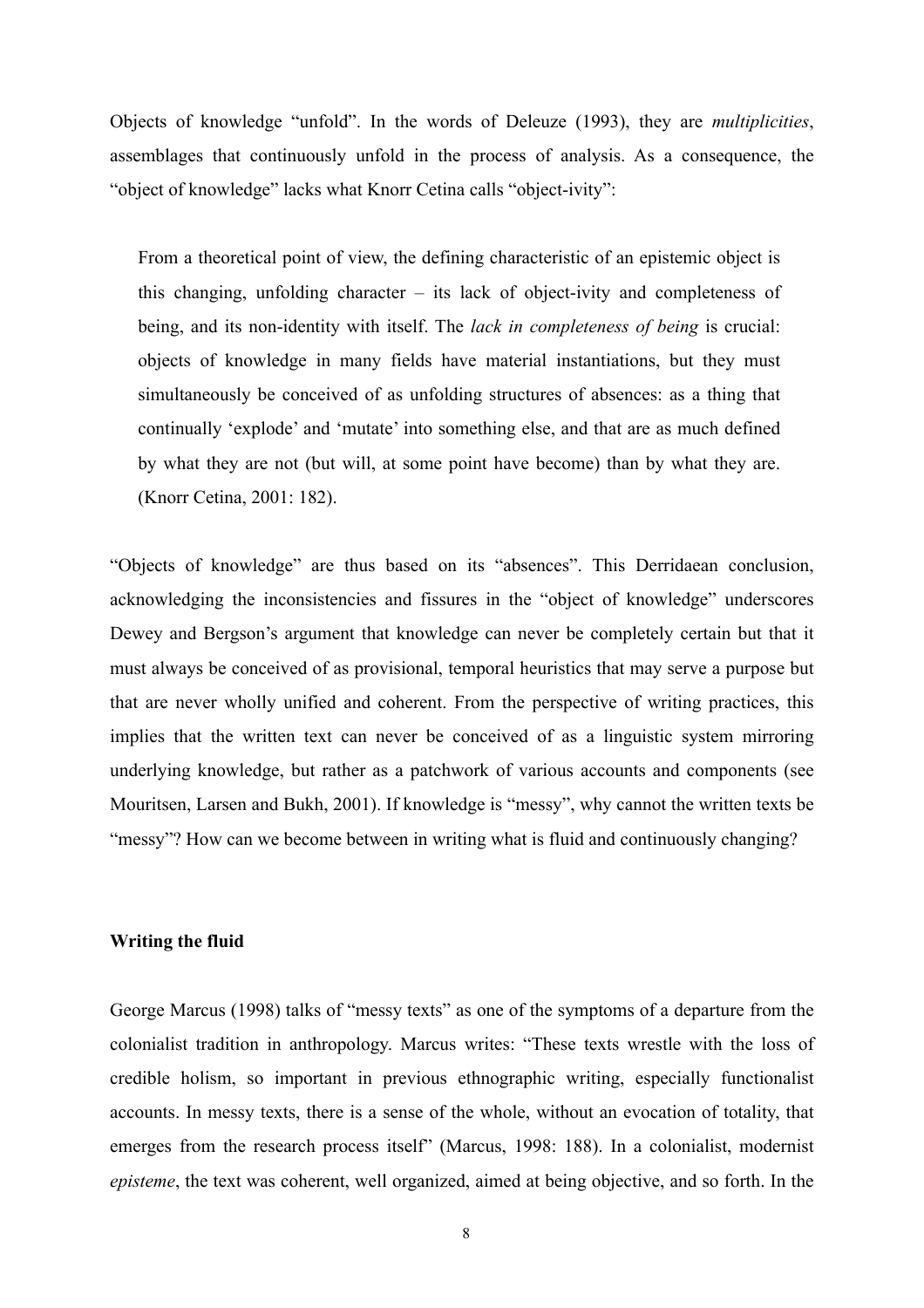Objects of knowledge "unfold". In the words of Deleuze (1993), they are *multiplicities*, assemblages that continuously unfold in the process of analysis. As a consequence, the "object of knowledge" lacks what Knorr Cetina calls "object-ivity":

> From a theoretical point of view, the defining characteristic of an epistemic object is this changing, unfolding character – its lack of object-ivity and completeness of being, and its non-identity with itself. The *lack in completeness of being* is crucial: objects of knowledge in many fields have material instantiations, but they must simultaneously be conceived of as unfolding structures of absences: as a thing that continually 'explode' and 'mutate' into something else, and that are as much defined by what they are not (but will, at some point have become) than by what they are. (Knorr Cetina, 2001: 182).

"Objects of knowledge" are thus based on its "absences". This Derridaean conclusion, acknowledging the inconsistencies and fissures in the "object of knowledge" underscores Dewey and Bergson's argument that knowledge can never be completely certain but that it must always be conceived of as provisional, temporal heuristics that may serve a purpose but that are never wholly unified and coherent. From the perspective of writing practices, this implies that the written text can never be conceived of as a linguistic system mirroring underlying knowledge, but rather as a patchwork of various accounts and components (see Mouritsen, Larsen and Bukh, 2001). If knowledge is "messy", why cannot the written texts be "messy"? How can we become between in writing what is fluid and continuously changing?

**Writing the fluid**

George Marcus (1998) talks of "messy texts" as one of the symptoms of a departure from the colonialist tradition in anthropology. Marcus writes: "These texts wrestle with the loss of credible holism, so important in previous ethnographic writing, especially functionalist accounts. In messy texts, there is a sense of the whole, without an evocation of totality, that emerges from the research process itself" (Marcus, 1998: 188). In a colonialist, modernist *episteme*, the text was coherent, well organized, aimed at being objective, and so forth. In the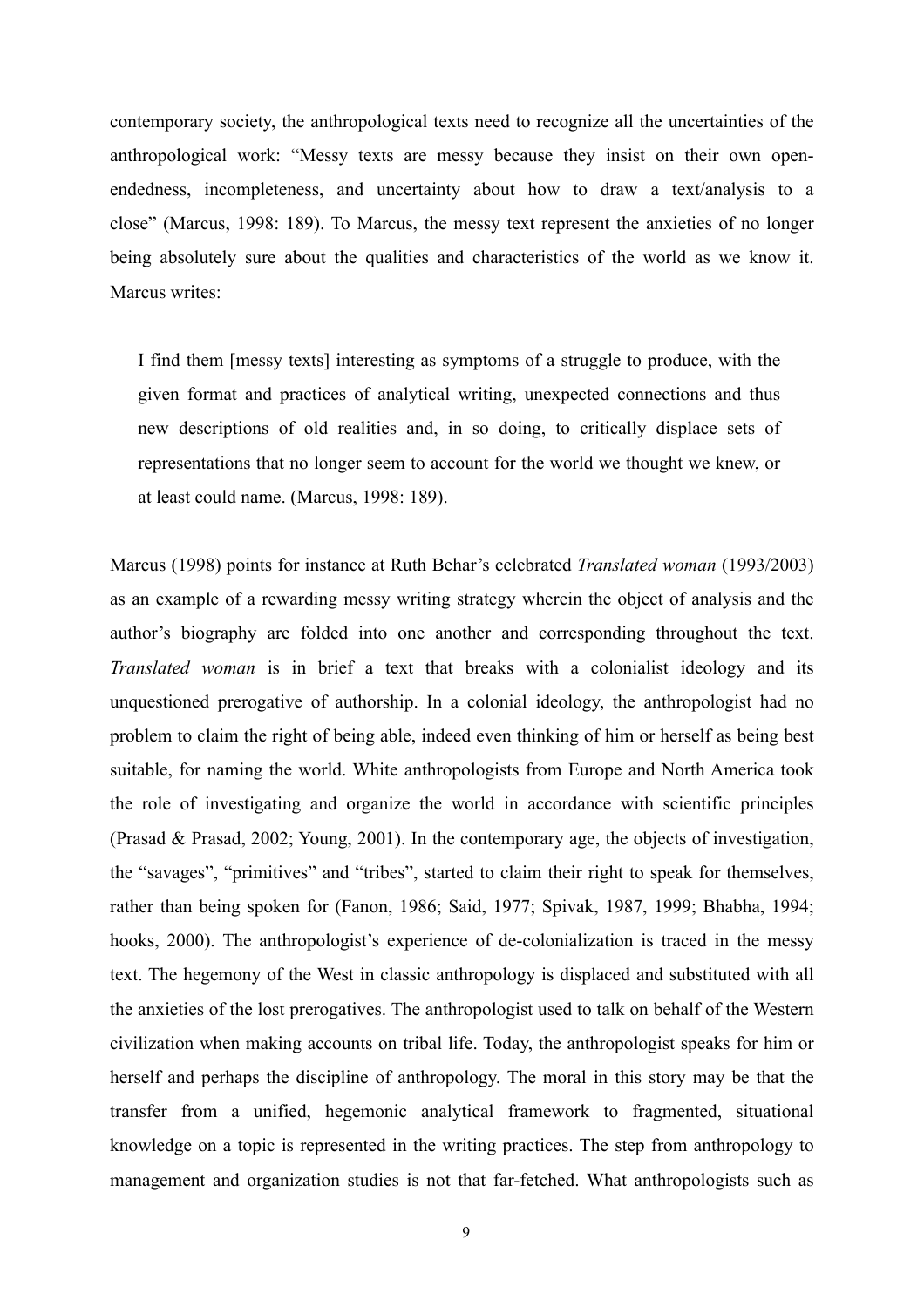contemporary society, the anthropological texts need to recognize all the uncertainties of the anthropological work: "Messy texts are messy because they insist on their own open-endedness, incompleteness, and uncertainty about how to draw a text/analysis to a close" (Marcus, 1998: 189). To Marcus, the messy text represent the anxieties of no longer being absolutely sure about the qualities and characteristics of the world as we know it. Marcus writes:

> I find them [messy texts] interesting as symptoms of a struggle to produce, with the given format and practices of analytical writing, unexpected connections and thus new descriptions of old realities and, in so doing, to critically displace sets of representations that no longer seem to account for the world we thought we knew, or at least could name. (Marcus, 1998: 189).

Marcus (1998) points for instance at Ruth Behar's celebrated *Translated woman* (1993/2003) as an example of a rewarding messy writing strategy wherein the object of analysis and the author's biography are folded into one another and corresponding throughout the text. *Translated woman* is in brief a text that breaks with a colonialist ideology and its unquestioned prerogative of authorship. In a colonial ideology, the anthropologist had no problem to claim the right of being able, indeed even thinking of him or herself as being best suitable, for naming the world. White anthropologists from Europe and North America took the role of investigating and organize the world in accordance with scientific principles (Prasad & Prasad, 2002; Young, 2001). In the contemporary age, the objects of investigation, the "savages", "primitives" and "tribes", started to claim their right to speak for themselves, rather than being spoken for (Fanon, 1986; Said, 1977; Spivak, 1987, 1999; Bhabha, 1994; hooks, 2000). The anthropologist's experience of de-colonialization is traced in the messy text. The hegemony of the West in classic anthropology is displaced and substituted with all the anxieties of the lost prerogatives. The anthropologist used to talk on behalf of the Western civilization when making accounts on tribal life. Today, the anthropologist speaks for him or herself and perhaps the discipline of anthropology. The moral in this story may be that the transfer from a unified, hegemonic analytical framework to fragmented, situational knowledge on a topic is represented in the writing practices. The step from anthropology to management and organization studies is not that far-fetched. What anthropologists such as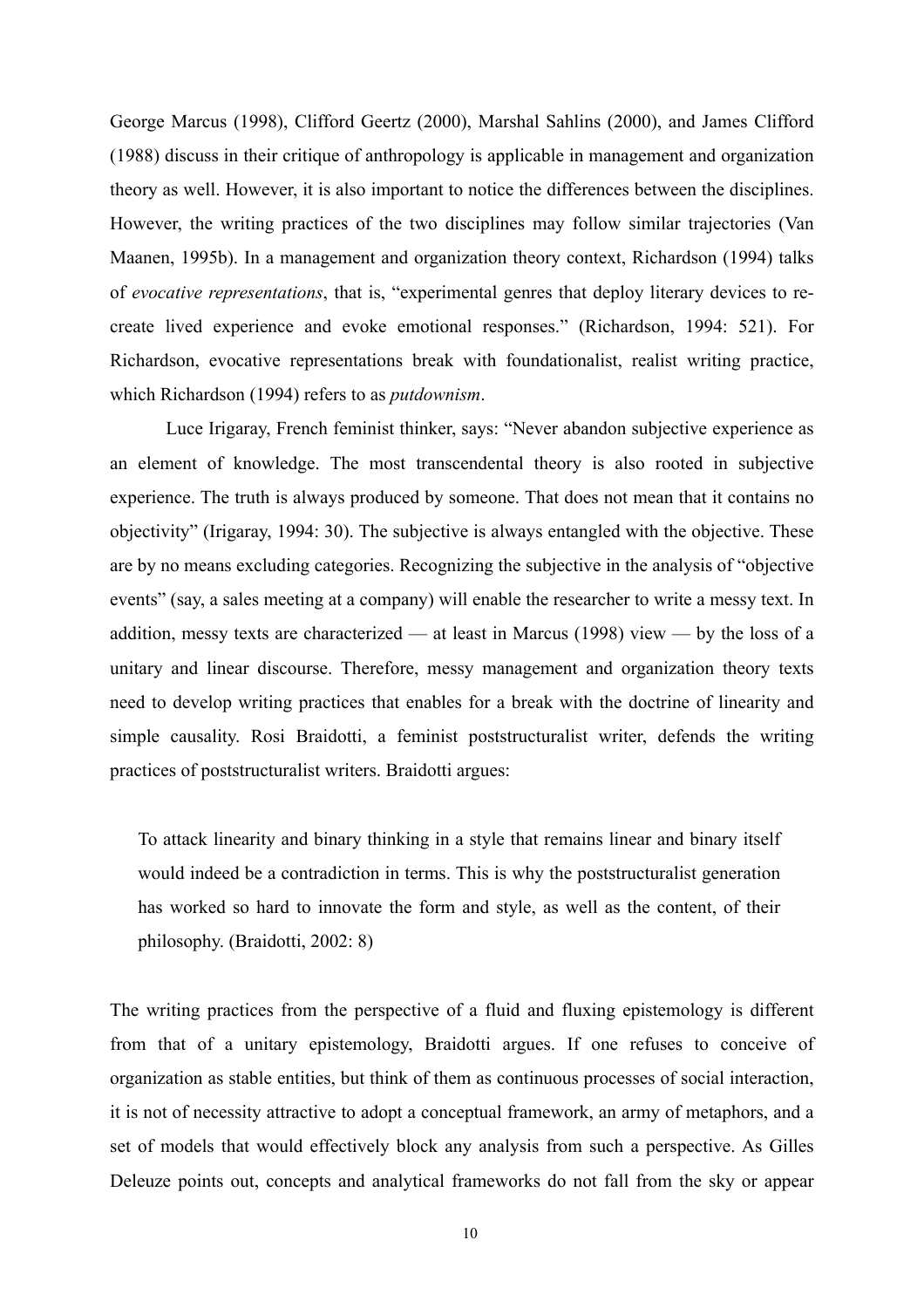George Marcus (1998), Clifford Geertz (2000), Marshal Sahlins (2000), and James Clifford (1988) discuss in their critique of anthropology is applicable in management and organization theory as well. However, it is also important to notice the differences between the disciplines. However, the writing practices of the two disciplines may follow similar trajectories (Van Maanen, 1995b). In a management and organization theory context, Richardson (1994) talks of *evocative representations*, that is, "experimental genres that deploy literary devices to re-create lived experience and evoke emotional responses." (Richardson, 1994: 521). For Richardson, evocative representations break with foundationalist, realist writing practice, which Richardson (1994) refers to as *putdownism*.

Luce Irigaray, French feminist thinker, says: "Never abandon subjective experience as an element of knowledge. The most transcendental theory is also rooted in subjective experience. The truth is always produced by someone. That does not mean that it contains no objectivity" (Irigaray, 1994: 30). The subjective is always entangled with the objective. These are by no means excluding categories. Recognizing the subjective in the analysis of "objective events" (say, a sales meeting at a company) will enable the researcher to write a messy text. In addition, messy texts are characterized — at least in Marcus (1998) view — by the loss of a unitary and linear discourse. Therefore, messy management and organization theory texts need to develop writing practices that enables for a break with the doctrine of linearity and simple causality. Rosi Braidotti, a feminist poststructuralist writer, defends the writing practices of poststructuralist writers. Braidotti argues:

> To attack linearity and binary thinking in a style that remains linear and binary itself would indeed be a contradiction in terms. This is why the poststructuralist generation has worked so hard to innovate the form and style, as well as the content, of their philosophy. (Braidotti, 2002: 8)

The writing practices from the perspective of a fluid and fluxing epistemology is different from that of a unitary epistemology, Braidotti argues. If one refuses to conceive of organization as stable entities, but think of them as continuous processes of social interaction, it is not of necessity attractive to adopt a conceptual framework, an army of metaphors, and a set of models that would effectively block any analysis from such a perspective. As Gilles Deleuze points out, concepts and analytical frameworks do not fall from the sky or appear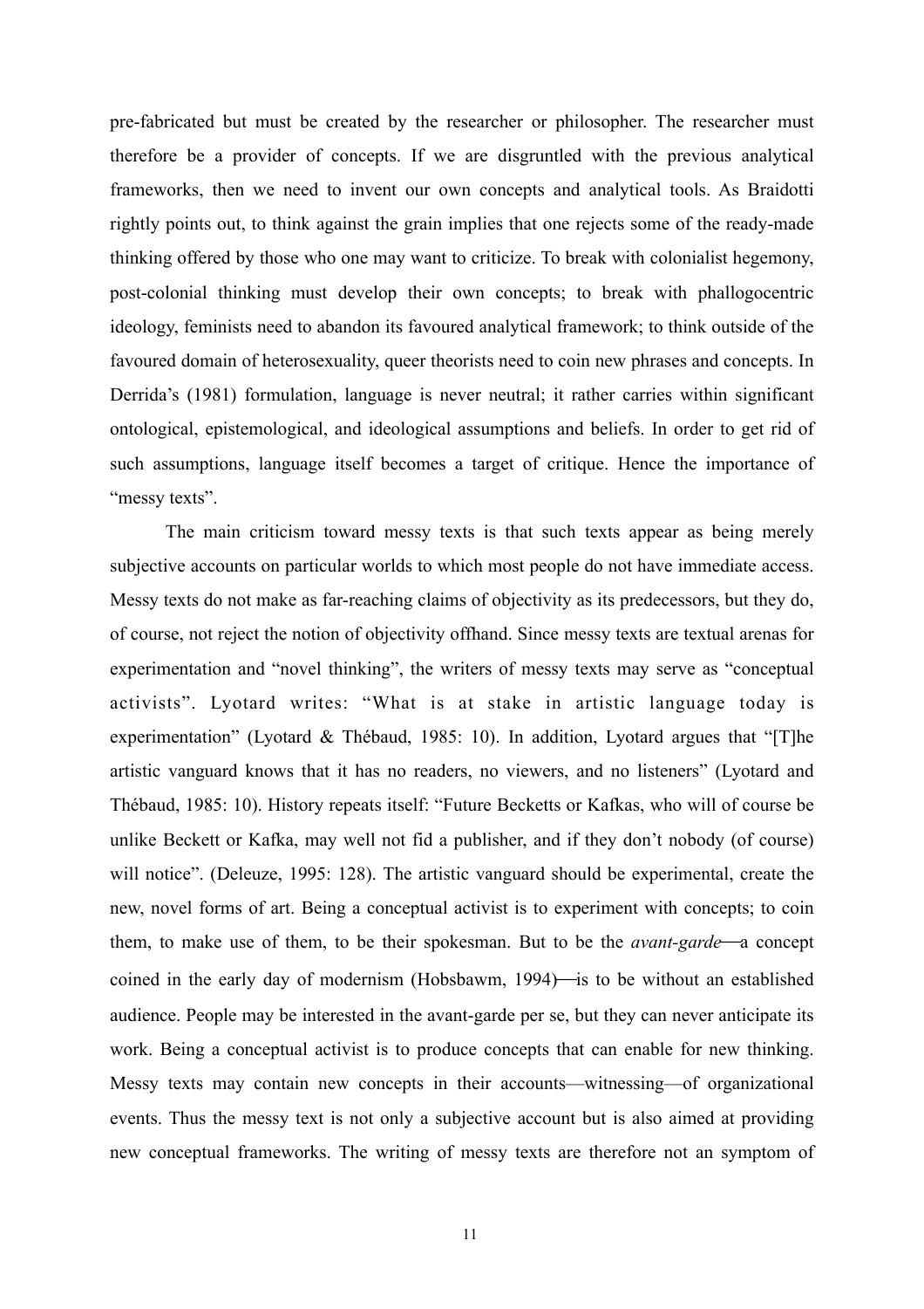pre-fabricated but must be created by the researcher or philosopher. The researcher must therefore be a provider of concepts. If we are disgruntled with the previous analytical frameworks, then we need to invent our own concepts and analytical tools. As Braidotti rightly points out, to think against the grain implies that one rejects some of the ready-made thinking offered by those who one may want to criticize. To break with colonialist hegemony, post-colonial thinking must develop their own concepts; to break with phallogocentric ideology, feminists need to abandon its favoured analytical framework; to think outside of the favoured domain of heterosexuality, queer theorists need to coin new phrases and concepts. In Derrida's (1981) formulation, language is never neutral; it rather carries within significant ontological, epistemological, and ideological assumptions and beliefs. In order to get rid of such assumptions, language itself becomes a target of critique. Hence the importance of "messy texts".

The main criticism toward messy texts is that such texts appear as being merely subjective accounts on particular worlds to which most people do not have immediate access. Messy texts do not make as far-reaching claims of objectivity as its predecessors, but they do, of course, not reject the notion of objectivity offhand. Since messy texts are textual arenas for experimentation and "novel thinking", the writers of messy texts may serve as "conceptual activists". Lyotard writes: "What is at stake in artistic language today is experimentation" (Lyotard & Thébaud, 1985: 10). In addition, Lyotard argues that "[T]he artistic vanguard knows that it has no readers, no viewers, and no listeners" (Lyotard and Thébaud, 1985: 10). History repeats itself: "Future Becketts or Kafkas, who will of course be unlike Beckett or Kafka, may well not fid a publisher, and if they don't nobody (of course) will notice". (Deleuze, 1995: 128). The artistic vanguard should be experimental, create the new, novel forms of art. Being a conceptual activist is to experiment with concepts; to coin them, to make use of them, to be their spokesman. But to be the *avant-garde*—a concept coined in the early day of modernism (Hobsbawm, 1994)—is to be without an established audience. People may be interested in the avant-garde per se, but they can never anticipate its work. Being a conceptual activist is to produce concepts that can enable for new thinking. Messy texts may contain new concepts in their accounts—witnessing—of organizational events. Thus the messy text is not only a subjective account but is also aimed at providing new conceptual frameworks. The writing of messy texts are therefore not an symptom of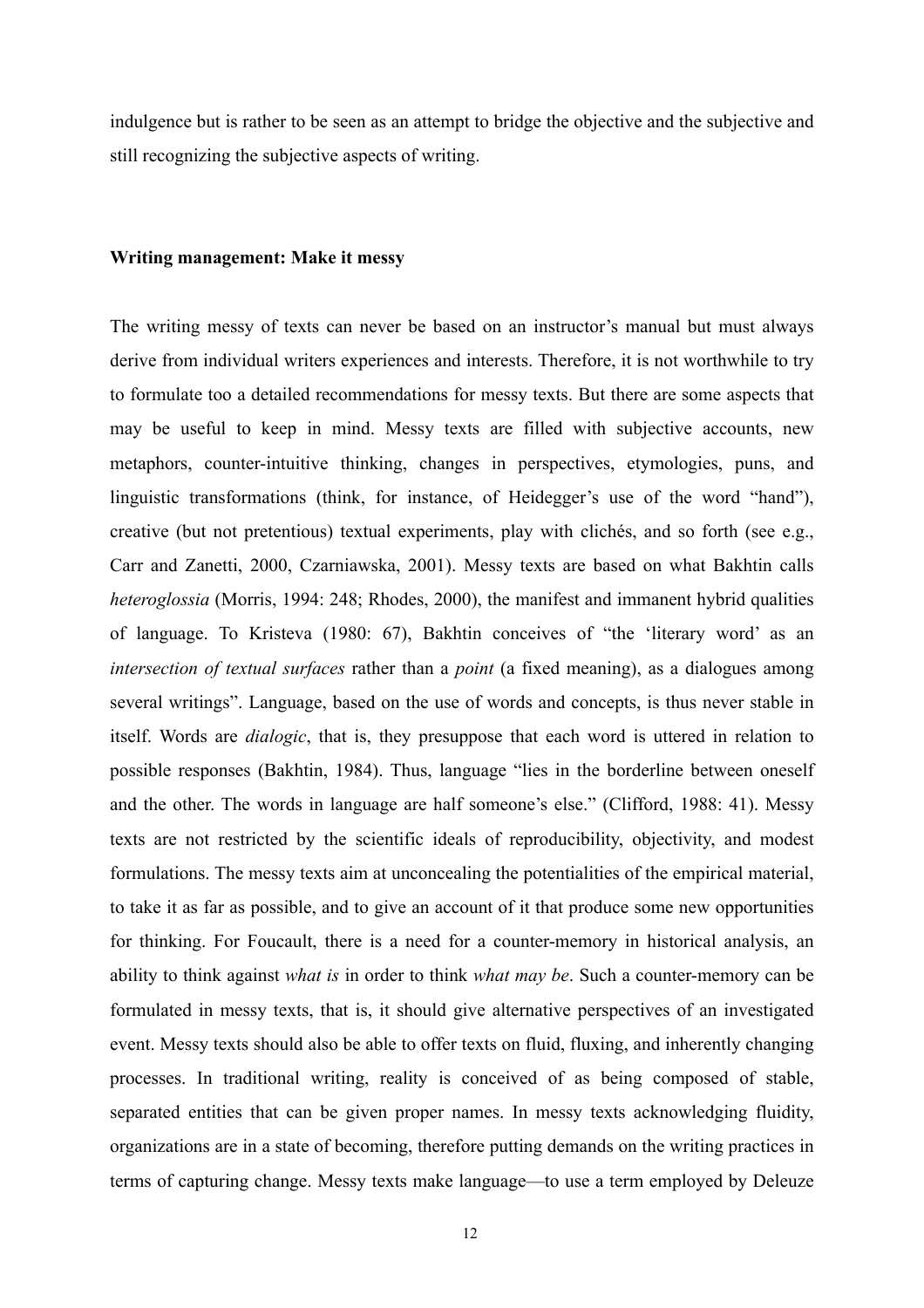indulgence but is rather to be seen as an attempt to bridge the objective and the subjective and still recognizing the subjective aspects of writing.

**Writing management: Make it messy**

The writing messy of texts can never be based on an instructor's manual but must always derive from individual writers experiences and interests. Therefore, it is not worthwhile to try to formulate too a detailed recommendations for messy texts. But there are some aspects that may be useful to keep in mind. Messy texts are filled with subjective accounts, new metaphors, counter-intuitive thinking, changes in perspectives, etymologies, puns, and linguistic transformations (think, for instance, of Heidegger's use of the word "hand"), creative (but not pretentious) textual experiments, play with clichés, and so forth (see e.g., Carr and Zanetti, 2000, Czarniawska, 2001). Messy texts are based on what Bakhtin calls *heteroglossia* (Morris, 1994: 248; Rhodes, 2000), the manifest and immanent hybrid qualities of language. To Kristeva (1980: 67), Bakhtin conceives of "the 'literary word' as an *intersection of textual surfaces* rather than a *point* (a fixed meaning), as a dialogues among several writings". Language, based on the use of words and concepts, is thus never stable in itself. Words are *dialogic*, that is, they presuppose that each word is uttered in relation to possible responses (Bakhtin, 1984). Thus, language "lies in the borderline between oneself and the other. The words in language are half someone's else." (Clifford, 1988: 41). Messy texts are not restricted by the scientific ideals of reproducibility, objectivity, and modest formulations. The messy texts aim at unconcealing the potentialities of the empirical material, to take it as far as possible, and to give an account of it that produce some new opportunities for thinking. For Foucault, there is a need for a counter-memory in historical analysis, an ability to think against *what is* in order to think *what may be*. Such a counter-memory can be formulated in messy texts, that is, it should give alternative perspectives of an investigated event. Messy texts should also be able to offer texts on fluid, fluxing, and inherently changing processes. In traditional writing, reality is conceived of as being composed of stable, separated entities that can be given proper names. In messy texts acknowledging fluidity, organizations are in a state of becoming, therefore putting demands on the writing practices in terms of capturing change. Messy texts make language—to use a term employed by Deleuze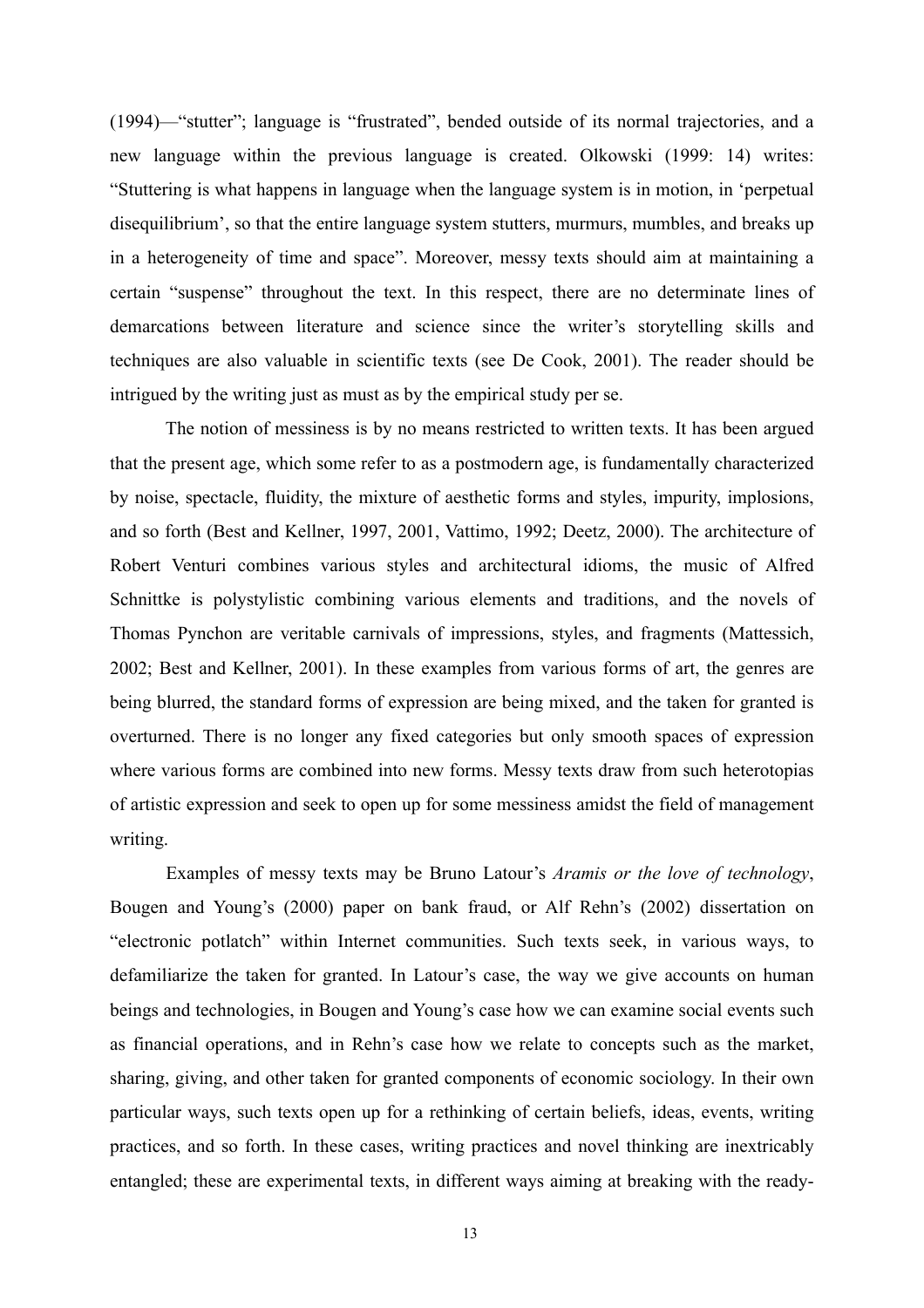(1994)—“stutter”; language is “frustrated”, bended outside of its normal trajectories, and a new language within the previous language is created. Olkowski (1999: 14) writes: “Stuttering is what happens in language when the language system is in motion, in ‘perpetual disequilibrium’, so that the entire language system stutters, murmurs, mumbles, and breaks up in a heterogeneity of time and space”. Moreover, messy texts should aim at maintaining a certain “suspense” throughout the text. In this respect, there are no determinate lines of demarcations between literature and science since the writer’s storytelling skills and techniques are also valuable in scientific texts (see De Cook, 2001). The reader should be intrigued by the writing just as must as by the empirical study per se.

The notion of messiness is by no means restricted to written texts. It has been argued that the present age, which some refer to as a postmodern age, is fundamentally characterized by noise, spectacle, fluidity, the mixture of aesthetic forms and styles, impurity, implosions, and so forth (Best and Kellner, 1997, 2001, Vattimo, 1992; Deetz, 2000). The architecture of Robert Venturi combines various styles and architectural idioms, the music of Alfred Schnittke is polystylistic combining various elements and traditions, and the novels of Thomas Pynchon are veritable carnivals of impressions, styles, and fragments (Mattessich, 2002; Best and Kellner, 2001). In these examples from various forms of art, the genres are being blurred, the standard forms of expression are being mixed, and the taken for granted is overturned. There is no longer any fixed categories but only smooth spaces of expression where various forms are combined into new forms. Messy texts draw from such heterotopias of artistic expression and seek to open up for some messiness amidst the field of management writing.

Examples of messy texts may be Bruno Latour’s *Aramis or the love of technology*, Bougen and Young’s (2000) paper on bank fraud, or Alf Rehn’s (2002) dissertation on “electronic potlatch” within Internet communities. Such texts seek, in various ways, to defamiliarize the taken for granted. In Latour’s case, the way we give accounts on human beings and technologies, in Bougen and Young’s case how we can examine social events such as financial operations, and in Rehn’s case how we relate to concepts such as the market, sharing, giving, and other taken for granted components of economic sociology. In their own particular ways, such texts open up for a rethinking of certain beliefs, ideas, events, writing practices, and so forth. In these cases, writing practices and novel thinking are inextricably entangled; these are experimental texts, in different ways aiming at breaking with the ready-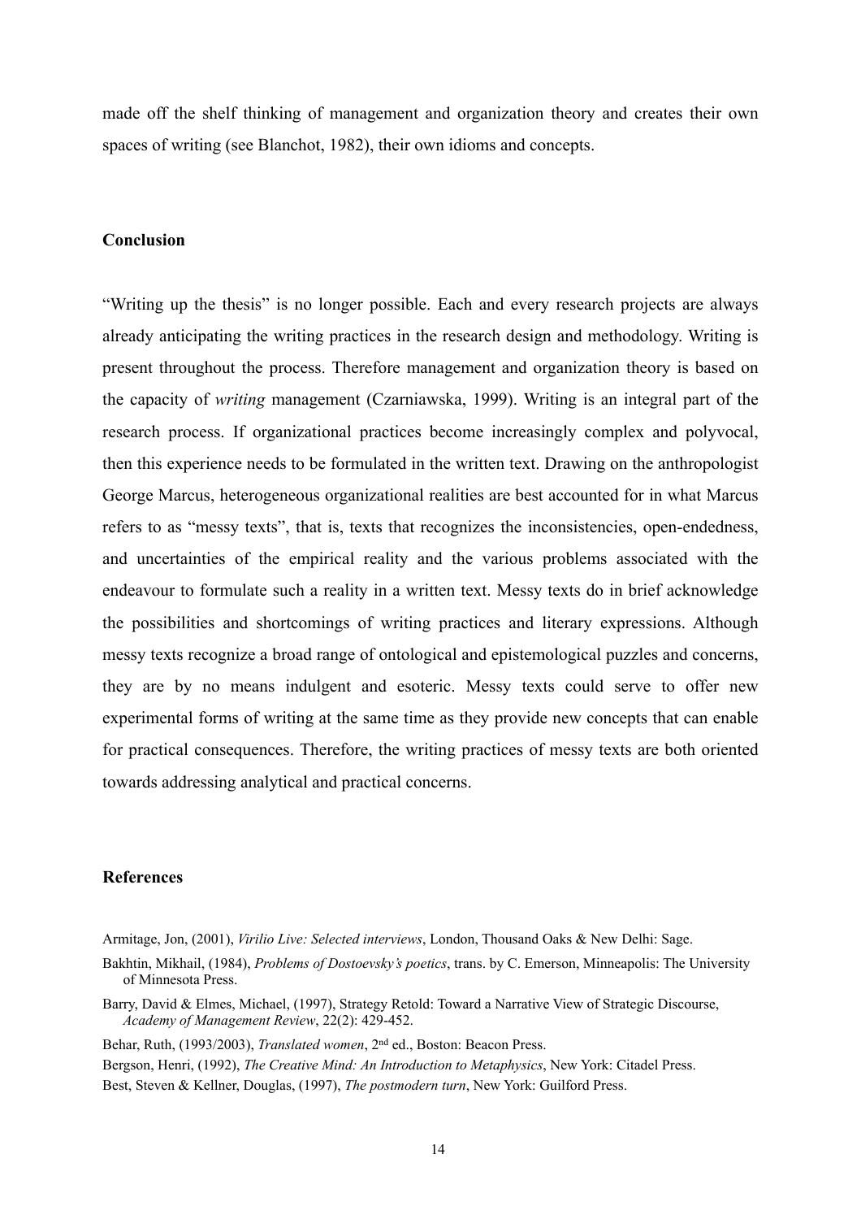made off the shelf thinking of management and organization theory and creates their own spaces of writing (see Blanchot, 1982), their own idioms and concepts.

## Conclusion

"Writing up the thesis" is no longer possible. Each and every research projects are always already anticipating the writing practices in the research design and methodology. Writing is present throughout the process. Therefore management and organization theory is based on the capacity of *writing* management (Czarniawska, 1999). Writing is an integral part of the research process. If organizational practices become increasingly complex and polyvocal, then this experience needs to be formulated in the written text. Drawing on the anthropologist George Marcus, heterogeneous organizational realities are best accounted for in what Marcus refers to as "messy texts", that is, texts that recognizes the inconsistencies, open-endedness, and uncertainties of the empirical reality and the various problems associated with the endeavour to formulate such a reality in a written text. Messy texts do in brief acknowledge the possibilities and shortcomings of writing practices and literary expressions. Although messy texts recognize a broad range of ontological and epistemological puzzles and concerns, they are by no means indulgent and esoteric. Messy texts could serve to offer new experimental forms of writing at the same time as they provide new concepts that can enable for practical consequences. Therefore, the writing practices of messy texts are both oriented towards addressing analytical and practical concerns.

## References

Armitage, Jon, (2001), *Virilio Live: Selected interviews*, London, Thousand Oaks & New Delhi: Sage.

Bakhtin, Mikhail, (1984), *Problems of Dostoevsky's poetics*, trans. by C. Emerson, Minneapolis: The University of Minnesota Press.

Barry, David & Elmes, Michael, (1997), Strategy Retold: Toward a Narrative View of Strategic Discourse, *Academy of Management Review*, 22(2): 429-452.

Behar, Ruth, (1993/2003), *Translated women*, 2nd ed., Boston: Beacon Press.

Bergson, Henri, (1992), *The Creative Mind: An Introduction to Metaphysics*, New York: Citadel Press.

Best, Steven & Kellner, Douglas, (1997), *The postmodern turn*, New York: Guilford Press.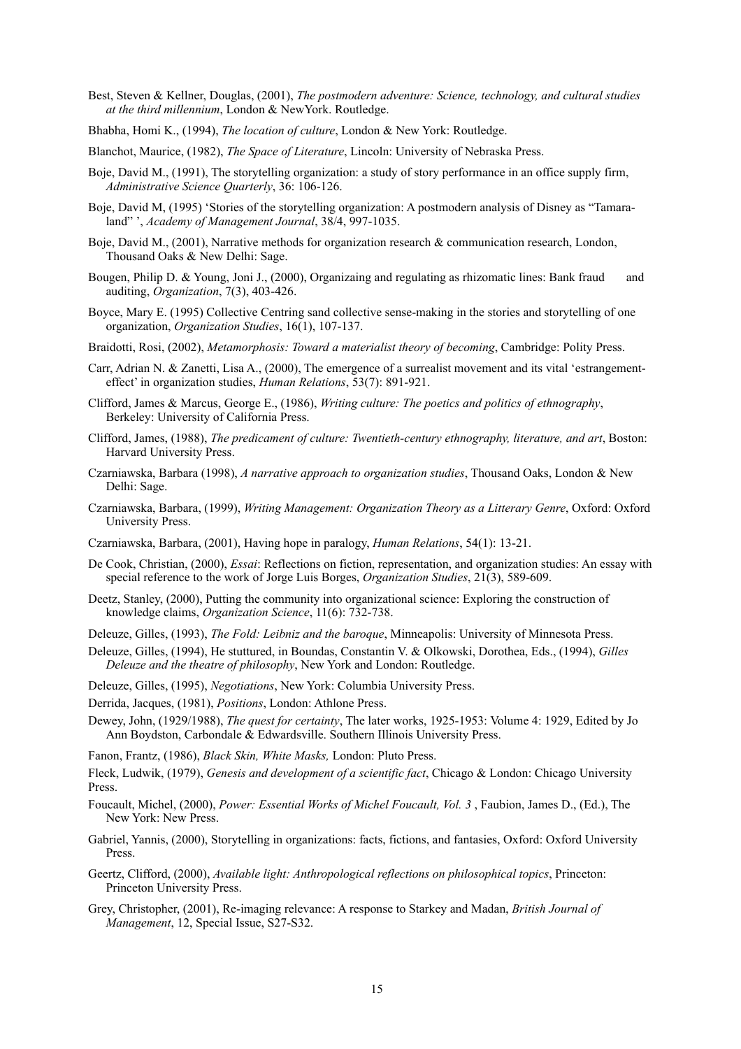Best, Steven & Kellner, Douglas, (2001), *The postmodern adventure: Science, technology, and cultural studies at the third millennium*, London & NewYork. Routledge.

Bhabha, Homi K., (1994), *The location of culture*, London & New York: Routledge.

Blanchot, Maurice, (1982), *The Space of Literature*, Lincoln: University of Nebraska Press.

Boje, David M., (1991), The storytelling organization: a study of story performance in an office supply firm, *Administrative Science Quarterly*, 36: 106-126.

Boje, David M, (1995) 'Stories of the storytelling organization: A postmodern analysis of Disney as "Tamara-land" ', *Academy of Management Journal*, 38/4, 997-1035.

Boje, David M., (2001), Narrative methods for organization research & communication research, London, Thousand Oaks & New Delhi: Sage.

Bougen, Philip D. & Young, Joni J., (2000), Organizaing and regulating as rhizomatic lines: Bank fraud and auditing, *Organization*, 7(3), 403-426.

Boyce, Mary E. (1995) Collective Centring sand collective sense-making in the stories and storytelling of one organization, *Organization Studies*, 16(1), 107-137.

Braidotti, Rosi, (2002), *Metamorphosis: Toward a materialist theory of becoming*, Cambridge: Polity Press.

Carr, Adrian N. & Zanetti, Lisa A., (2000), The emergence of a surrealist movement and its vital 'estrangement-effect' in organization studies, *Human Relations*, 53(7): 891-921.

Clifford, James & Marcus, George E., (1986), *Writing culture: The poetics and politics of ethnography*, Berkeley: University of California Press.

Clifford, James, (1988), *The predicament of culture: Twentieth-century ethnography, literature, and art*, Boston: Harvard University Press.

Czarniawska, Barbara (1998), *A narrative approach to organization studies*, Thousand Oaks, London & New Delhi: Sage.

Czarniawska, Barbara, (1999), *Writing Management: Organization Theory as a Litterary Genre*, Oxford: Oxford University Press.

Czarniawska, Barbara, (2001), Having hope in paralogy, *Human Relations*, 54(1): 13-21.

De Cook, Christian, (2000), *Essai*: Reflections on fiction, representation, and organization studies: An essay with special reference to the work of Jorge Luis Borges, *Organization Studies*, 21(3), 589-609.

Deetz, Stanley, (2000), Putting the community into organizational science: Exploring the construction of knowledge claims, *Organization Science*, 11(6): 732-738.

Deleuze, Gilles, (1993), *The Fold: Leibniz and the baroque*, Minneapolis: University of Minnesota Press.

Deleuze, Gilles, (1994), He stuttured, in Boundas, Constantin V. & Olkowski, Dorothea, Eds., (1994), *Gilles Deleuze and the theatre of philosophy*, New York and London: Routledge.

Deleuze, Gilles, (1995), *Negotiations*, New York: Columbia University Press.

Derrida, Jacques, (1981), *Positions*, London: Athlone Press.

Dewey, John, (1929/1988), *The quest for certainty*, The later works, 1925-1953: Volume 4: 1929, Edited by Jo Ann Boydston, Carbondale & Edwardsville. Southern Illinois University Press.

Fanon, Frantz, (1986), *Black Skin, White Masks,* London: Pluto Press.

Fleck, Ludwik, (1979), *Genesis and development of a scientific fact*, Chicago & London: Chicago University Press.

Foucault, Michel, (2000), *Power: Essential Works of Michel Foucault, Vol. 3* , Faubion, James D., (Ed.), The New York: New Press.

Gabriel, Yannis, (2000), Storytelling in organizations: facts, fictions, and fantasies, Oxford: Oxford University Press.

Geertz, Clifford, (2000), *Available light: Anthropological reflections on philosophical topics*, Princeton: Princeton University Press.

Grey, Christopher, (2001), Re-imaging relevance: A response to Starkey and Madan, *British Journal of Management*, 12, Special Issue, S27-S32.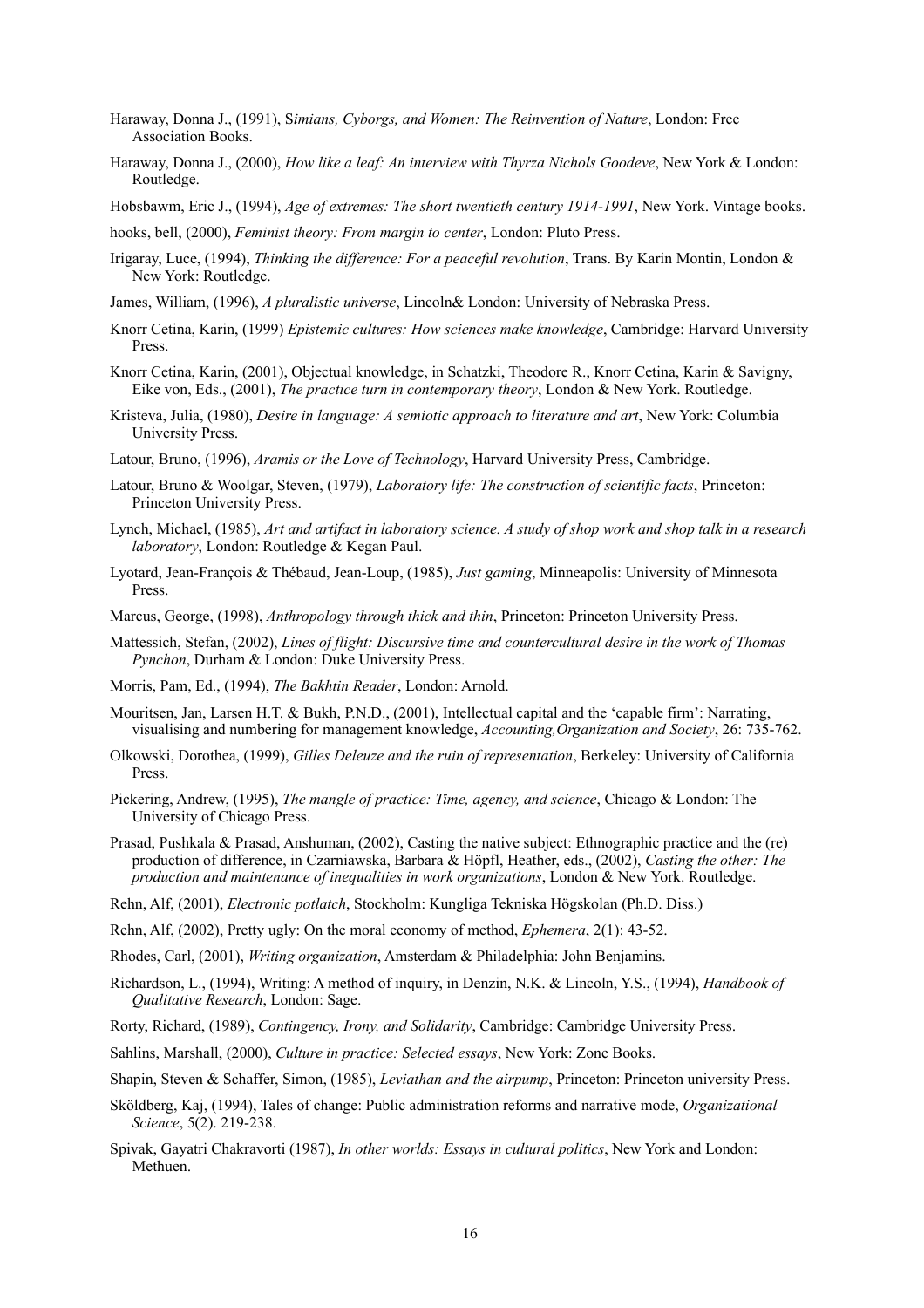Haraway, Donna J., (1991), S*imians, Cyborgs, and Women: The Reinvention of Nature*, London: Free Association Books.

Haraway, Donna J., (2000), *How like a leaf: An interview with Thyrza Nichols Goodeve*, New York & London: Routledge.

Hobsbawm, Eric J., (1994), *Age of extremes: The short twentieth century 1914-1991*, New York. Vintage books.

hooks, bell, (2000), *Feminist theory: From margin to center*, London: Pluto Press.

Irigaray, Luce, (1994), *Thinking the difference: For a peaceful revolution*, Trans. By Karin Montin, London & New York: Routledge.

James, William, (1996), *A pluralistic universe*, Lincoln& London: University of Nebraska Press.

Knorr Cetina, Karin, (1999) *Epistemic cultures: How sciences make knowledge*, Cambridge: Harvard University Press.

Knorr Cetina, Karin, (2001), Objectual knowledge, in Schatzki, Theodore R., Knorr Cetina, Karin & Savigny, Eike von, Eds., (2001), *The practice turn in contemporary theory*, London & New York. Routledge.

Kristeva, Julia, (1980), *Desire in language: A semiotic approach to literature and art*, New York: Columbia University Press.

Latour, Bruno, (1996), *Aramis or the Love of Technology*, Harvard University Press, Cambridge.

Latour, Bruno & Woolgar, Steven, (1979), *Laboratory life: The construction of scientific facts*, Princeton: Princeton University Press.

Lynch, Michael, (1985), *Art and artifact in laboratory science. A study of shop work and shop talk in a research laboratory*, London: Routledge & Kegan Paul.

Lyotard, Jean-François & Thébaud, Jean-Loup, (1985), *Just gaming*, Minneapolis: University of Minnesota Press.

Marcus, George, (1998), *Anthropology through thick and thin*, Princeton: Princeton University Press.

Mattessich, Stefan, (2002), *Lines of flight: Discursive time and countercultural desire in the work of Thomas Pynchon*, Durham & London: Duke University Press.

Morris, Pam, Ed., (1994), *The Bakhtin Reader*, London: Arnold.

Mouritsen, Jan, Larsen H.T. & Bukh, P.N.D., (2001), Intellectual capital and the 'capable firm': Narrating, visualising and numbering for management knowledge, *Accounting,Organization and Society*, 26: 735-762.

Olkowski, Dorothea, (1999), *Gilles Deleuze and the ruin of representation*, Berkeley: University of California Press.

Pickering, Andrew, (1995), *The mangle of practice: Time, agency, and science*, Chicago & London: The University of Chicago Press.

Prasad, Pushkala & Prasad, Anshuman, (2002), Casting the native subject: Ethnographic practice and the (re) production of difference, in Czarniawska, Barbara & Höpfl, Heather, eds., (2002), *Casting the other: The production and maintenance of inequalities in work organizations*, London & New York. Routledge.

Rehn, Alf, (2001), *Electronic potlatch*, Stockholm: Kungliga Tekniska Högskolan (Ph.D. Diss.)

Rehn, Alf, (2002), Pretty ugly: On the moral economy of method, *Ephemera*, 2(1): 43-52.

Rhodes, Carl, (2001), *Writing organization*, Amsterdam & Philadelphia: John Benjamins.

Richardson, L., (1994), Writing: A method of inquiry, in Denzin, N.K. & Lincoln, Y.S., (1994), *Handbook of Qualitative Research*, London: Sage.

Rorty, Richard, (1989), *Contingency, Irony, and Solidarity*, Cambridge: Cambridge University Press.

Sahlins, Marshall, (2000), *Culture in practice: Selected essays*, New York: Zone Books.

Shapin, Steven & Schaffer, Simon, (1985), *Leviathan and the airpump*, Princeton: Princeton university Press.

Sköldberg, Kaj, (1994), Tales of change: Public administration reforms and narrative mode, *Organizational Science*, 5(2). 219-238.

Spivak, Gayatri Chakravorti (1987), *In other worlds: Essays in cultural politics*, New York and London: Methuen.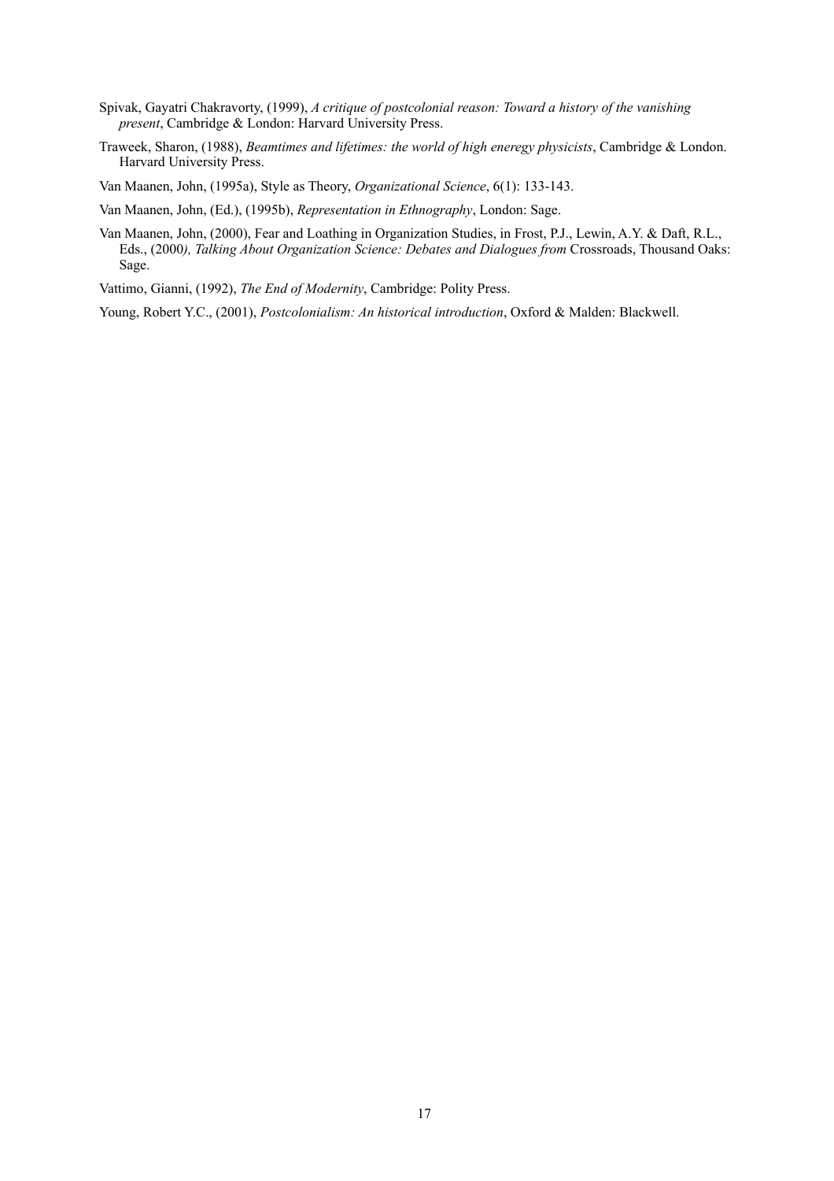Spivak, Gayatri Chakravorty, (1999), *A critique of postcolonial reason: Toward a history of the vanishing present*, Cambridge & London: Harvard University Press.

Traweek, Sharon, (1988), *Beamtimes and lifetimes: the world of high eneregy physicists*, Cambridge & London. Harvard University Press.

Van Maanen, John, (1995a), Style as Theory, *Organizational Science*, 6(1): 133-143.

Van Maanen, John, (Ed.), (1995b), *Representation in Ethnography*, London: Sage.

Van Maanen, John, (2000), Fear and Loathing in Organization Studies, in Frost, P.J., Lewin, A.Y. & Daft, R.L., Eds., (2000*), Talking About Organization Science: Debates and Dialogues from* Crossroads, Thousand Oaks: Sage.

Vattimo, Gianni, (1992), *The End of Modernity*, Cambridge: Polity Press.

Young, Robert Y.C., (2001), *Postcolonialism: An historical introduction*, Oxford & Malden: Blackwell.